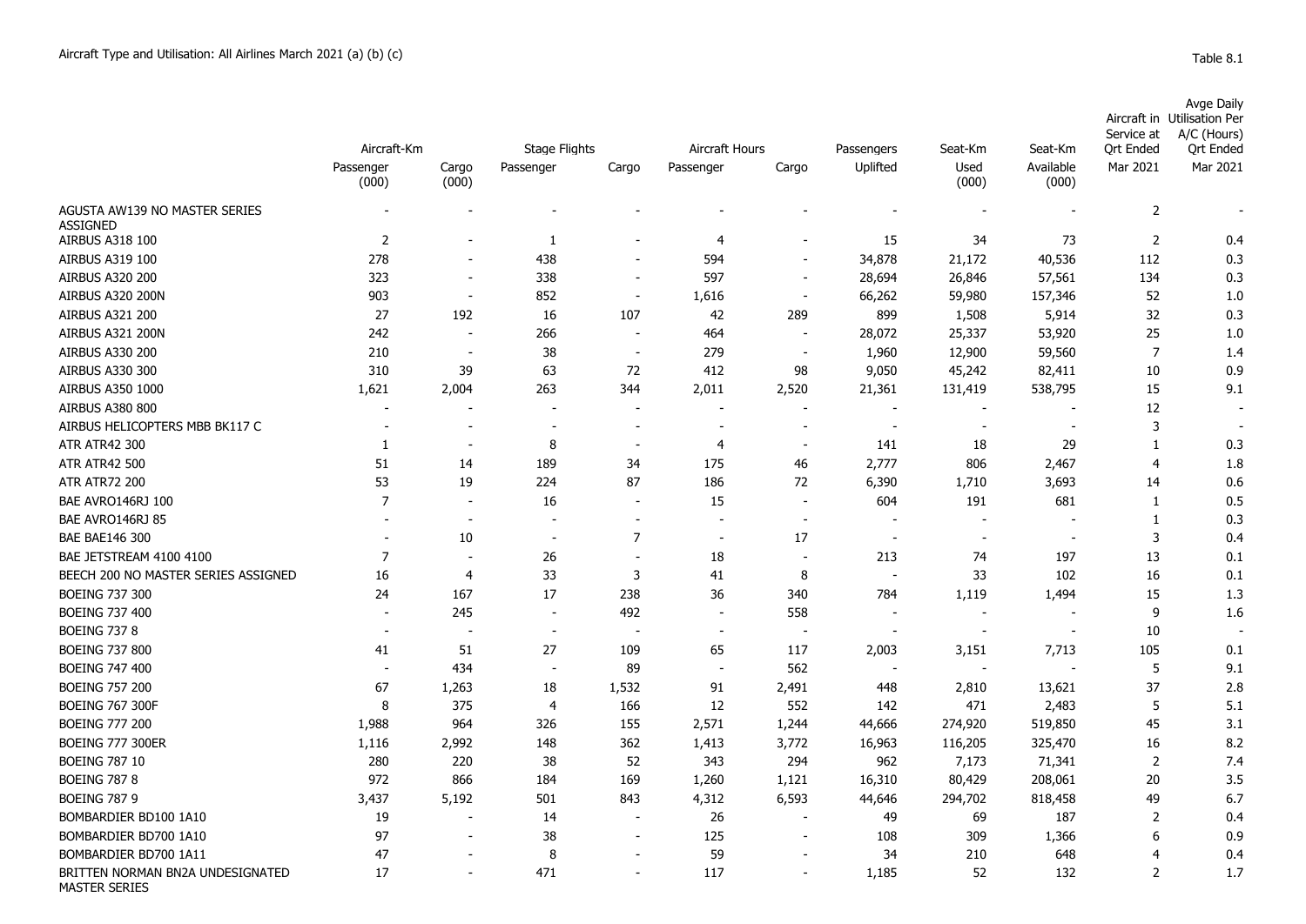Aircraft Type and Utilisation: All Airlines March 2021 (a) (b) (c)

Table 8.1

| | Aircraft-Km | | Stage Flights | | Aircraft Hours | | Passengers | Seat-Km | Seat-Km | Aircraft in Service at Qrt Ended | Avge Daily Utilisation Per A/C (Hours) Qrt Ended |
|---|---|---|---|---|---|---|---|---|---|---|---|
| | Passenger (000) | Cargo (000) | Passenger | Cargo | Passenger | Cargo | Uplifted | Used (000) | Available (000) | Mar 2021 | Mar 2021 |
| AGUSTA AW139 NO MASTER SERIES ASSIGNED | - | - | - | - | - | - | - | - | - | 2 | - |
| AIRBUS A318 100 | 2 | - | 1 | - | 4 | - | 15 | 34 | 73 | 2 | 0.4 |
| AIRBUS A319 100 | 278 | - | 438 | - | 594 | - | 34,878 | 21,172 | 40,536 | 112 | 0.3 |
| AIRBUS A320 200 | 323 | - | 338 | - | 597 | - | 28,694 | 26,846 | 57,561 | 134 | 0.3 |
| AIRBUS A320 200N | 903 | - | 852 | - | 1,616 | - | 66,262 | 59,980 | 157,346 | 52 | 1.0 |
| AIRBUS A321 200 | 27 | 192 | 16 | 107 | 42 | 289 | 899 | 1,508 | 5,914 | 32 | 0.3 |
| AIRBUS A321 200N | 242 | - | 266 | - | 464 | - | 28,072 | 25,337 | 53,920 | 25 | 1.0 |
| AIRBUS A330 200 | 210 | - | 38 | - | 279 | - | 1,960 | 12,900 | 59,560 | 7 | 1.4 |
| AIRBUS A330 300 | 310 | 39 | 63 | 72 | 412 | 98 | 9,050 | 45,242 | 82,411 | 10 | 0.9 |
| AIRBUS A350 1000 | 1,621 | 2,004 | 263 | 344 | 2,011 | 2,520 | 21,361 | 131,419 | 538,795 | 15 | 9.1 |
| AIRBUS A380 800 | - | - | - | - | - | - | - | - | - | 12 | - |
| AIRBUS HELICOPTERS MBB BK117 C | - | - | - | - | - | - | - | - | - | 3 | - |
| ATR ATR42 300 | 1 | - | 8 | - | 4 | - | 141 | 18 | 29 | 1 | 0.3 |
| ATR ATR42 500 | 51 | 14 | 189 | 34 | 175 | 46 | 2,777 | 806 | 2,467 | 4 | 1.8 |
| ATR ATR72 200 | 53 | 19 | 224 | 87 | 186 | 72 | 6,390 | 1,710 | 3,693 | 14 | 0.6 |
| BAE AVRO146RJ 100 | 7 | - | 16 | - | 15 | - | 604 | 191 | 681 | 1 | 0.5 |
| BAE AVRO146RJ 85 | - | - | - | - | - | - | - | - | - | 1 | 0.3 |
| BAE BAE146 300 | - | 10 | - | 7 | - | 17 | - | - | - | 3 | 0.4 |
| BAE JETSTREAM 4100 4100 | 7 | - | 26 | - | 18 | - | 213 | 74 | 197 | 13 | 0.1 |
| BEECH 200 NO MASTER SERIES ASSIGNED | 16 | 4 | 33 | 3 | 41 | 8 | - | 33 | 102 | 16 | 0.1 |
| BOEING 737 300 | 24 | 167 | 17 | 238 | 36 | 340 | 784 | 1,119 | 1,494 | 15 | 1.3 |
| BOEING 737 400 | - | 245 | - | 492 | - | 558 | - | - | - | 9 | 1.6 |
| BOEING 737 8 | - | - | - | - | - | - | - | - | - | 10 | - |
| BOEING 737 800 | 41 | 51 | 27 | 109 | 65 | 117 | 2,003 | 3,151 | 7,713 | 105 | 0.1 |
| BOEING 747 400 | - | 434 | - | 89 | - | 562 | - | - | - | 5 | 9.1 |
| BOEING 757 200 | 67 | 1,263 | 18 | 1,532 | 91 | 2,491 | 448 | 2,810 | 13,621 | 37 | 2.8 |
| BOEING 767 300F | 8 | 375 | 4 | 166 | 12 | 552 | 142 | 471 | 2,483 | 5 | 5.1 |
| BOEING 777 200 | 1,988 | 964 | 326 | 155 | 2,571 | 1,244 | 44,666 | 274,920 | 519,850 | 45 | 3.1 |
| BOEING 777 300ER | 1,116 | 2,992 | 148 | 362 | 1,413 | 3,772 | 16,963 | 116,205 | 325,470 | 16 | 8.2 |
| BOEING 787 10 | 280 | 220 | 38 | 52 | 343 | 294 | 962 | 7,173 | 71,341 | 2 | 7.4 |
| BOEING 787 8 | 972 | 866 | 184 | 169 | 1,260 | 1,121 | 16,310 | 80,429 | 208,061 | 20 | 3.5 |
| BOEING 787 9 | 3,437 | 5,192 | 501 | 843 | 4,312 | 6,593 | 44,646 | 294,702 | 818,458 | 49 | 6.7 |
| BOMBARDIER BD100 1A10 | 19 | - | 14 | - | 26 | - | 49 | 69 | 187 | 2 | 0.4 |
| BOMBARDIER BD700 1A10 | 97 | - | 38 | - | 125 | - | 108 | 309 | 1,366 | 6 | 0.9 |
| BOMBARDIER BD700 1A11 | 47 | - | 8 | - | 59 | - | 34 | 210 | 648 | 4 | 0.4 |
| BRITTEN NORMAN BN2A UNDESIGNATED MASTER SERIES | 17 | - | 471 | - | 117 | - | 1,185 | 52 | 132 | 2 | 1.7 |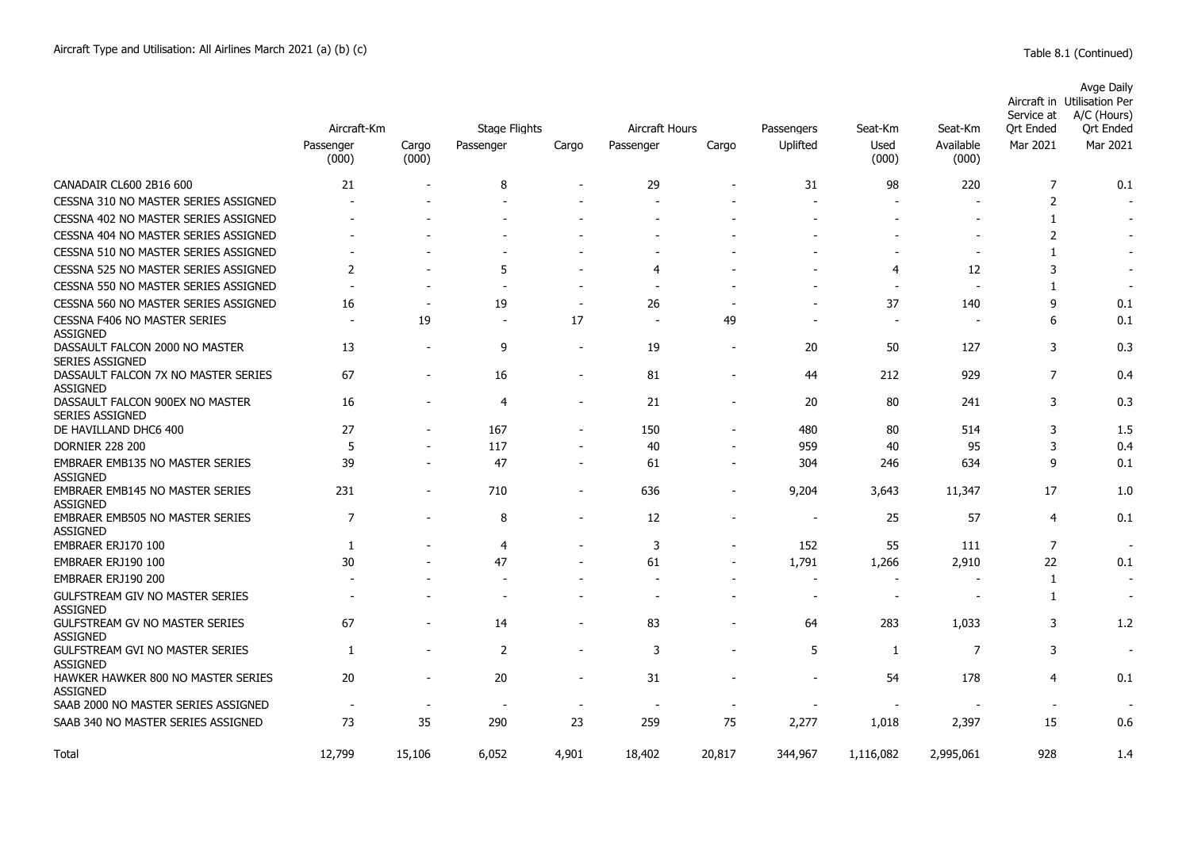Aircraft Type and Utilisation: All Airlines March 2021 (a) (b) (c)

Table 8.1 (Continued)

| | Aircraft-Km | | Stage Flights | | Aircraft Hours | | Passengers | Seat-Km | Seat-Km | Aircraft in Service at Qrt Ended | Avge Daily Utilisation Per A/C (Hours) Qrt Ended |
|---|---|---|---|---|---|---|---|---|---|---|---|
| | Passenger (000) | Cargo (000) | Passenger | Cargo | Passenger | Cargo | Uplifted | Used (000) | Available (000) | Mar 2021 | Mar 2021 |
| CANADAIR CL600 2B16 600 | 21 | - | 8 | - | 29 | - | 31 | 98 | 220 | 7 | 0.1 |
| CESSNA 310 NO MASTER SERIES ASSIGNED | - | - | - | - | - | - | - | - | - | 2 | - |
| CESSNA 402 NO MASTER SERIES ASSIGNED | - | - | - | - | - | - | - | - | - | 1 | - |
| CESSNA 404 NO MASTER SERIES ASSIGNED | - | - | - | - | - | - | - | - | - | 2 | - |
| CESSNA 510 NO MASTER SERIES ASSIGNED | - | - | - | - | - | - | - | - | - | 1 | - |
| CESSNA 525 NO MASTER SERIES ASSIGNED | 2 | - | 5 | - | 4 | - | - | 4 | 12 | 3 | - |
| CESSNA 550 NO MASTER SERIES ASSIGNED | - | - | - | - | - | - | - | - | - | 1 | - |
| CESSNA 560 NO MASTER SERIES ASSIGNED | 16 | - | 19 | - | 26 | - | - | 37 | 140 | 9 | 0.1 |
| CESSNA F406 NO MASTER SERIES ASSIGNED | - | 19 | - | 17 | - | 49 | - | - | - | 6 | 0.1 |
| DASSAULT FALCON 2000 NO MASTER SERIES ASSIGNED | 13 | - | 9 | - | 19 | - | 20 | 50 | 127 | 3 | 0.3 |
| DASSAULT FALCON 7X NO MASTER SERIES ASSIGNED | 67 | - | 16 | - | 81 | - | 44 | 212 | 929 | 7 | 0.4 |
| DASSAULT FALCON 900EX NO MASTER SERIES ASSIGNED | 16 | - | 4 | - | 21 | - | 20 | 80 | 241 | 3 | 0.3 |
| DE HAVILLAND DHC6 400 | 27 | - | 167 | - | 150 | - | 480 | 80 | 514 | 3 | 1.5 |
| DORNIER 228 200 | 5 | - | 117 | - | 40 | - | 959 | 40 | 95 | 3 | 0.4 |
| EMBRAER EMB135 NO MASTER SERIES ASSIGNED | 39 | - | 47 | - | 61 | - | 304 | 246 | 634 | 9 | 0.1 |
| EMBRAER EMB145 NO MASTER SERIES ASSIGNED | 231 | - | 710 | - | 636 | - | 9,204 | 3,643 | 11,347 | 17 | 1.0 |
| EMBRAER EMB505 NO MASTER SERIES ASSIGNED | 7 | - | 8 | - | 12 | - | - | 25 | 57 | 4 | 0.1 |
| EMBRAER ERJ170 100 | 1 | - | 4 | - | 3 | - | 152 | 55 | 111 | 7 | - |
| EMBRAER ERJ190 100 | 30 | - | 47 | - | 61 | - | 1,791 | 1,266 | 2,910 | 22 | 0.1 |
| EMBRAER ERJ190 200 | - | - | - | - | - | - | - | - | - | 1 | - |
| GULFSTREAM GIV NO MASTER SERIES ASSIGNED | - | - | - | - | - | - | - | - | - | 1 | - |
| GULFSTREAM GV NO MASTER SERIES ASSIGNED | 67 | - | 14 | - | 83 | - | 64 | 283 | 1,033 | 3 | 1.2 |
| GULFSTREAM GVI NO MASTER SERIES ASSIGNED | 1 | - | 2 | - | 3 | - | 5 | 1 | 7 | 3 | - |
| HAWKER HAWKER 800 NO MASTER SERIES ASSIGNED | 20 | - | 20 | - | 31 | - | - | 54 | 178 | 4 | 0.1 |
| SAAB 2000 NO MASTER SERIES ASSIGNED | - | - | - | - | - | - | - | - | - | - | - |
| SAAB 340 NO MASTER SERIES ASSIGNED | 73 | 35 | 290 | 23 | 259 | 75 | 2,277 | 1,018 | 2,397 | 15 | 0.6 |
| Total | 12,799 | 15,106 | 6,052 | 4,901 | 18,402 | 20,817 | 344,967 | 1,116,082 | 2,995,061 | 928 | 1.4 |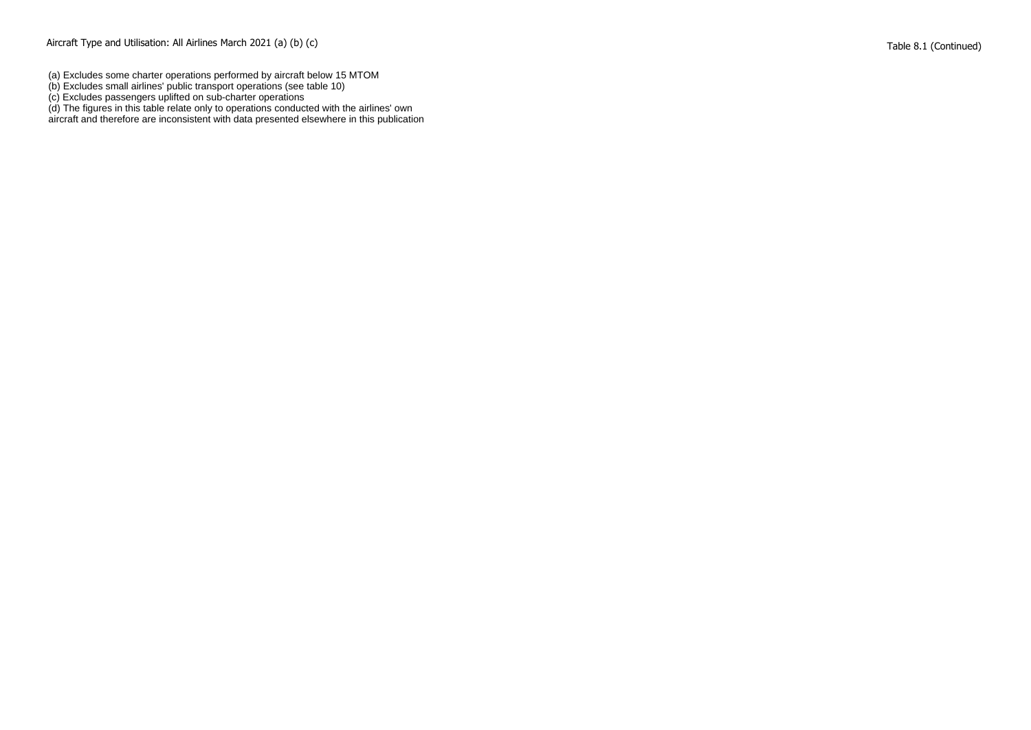Aircraft Type and Utilisation: All Airlines March 2021 (a) (b) (c)

Table 8.1 (Continued)

(a) Excludes some charter operations performed by aircraft below 15 MTOM
(b) Excludes small airlines' public transport operations (see table 10)
(c) Excludes passengers uplifted on sub-charter operations
(d) The figures in this table relate only to operations conducted with the airlines' own aircraft and therefore are inconsistent with data presented elsewhere in this publication